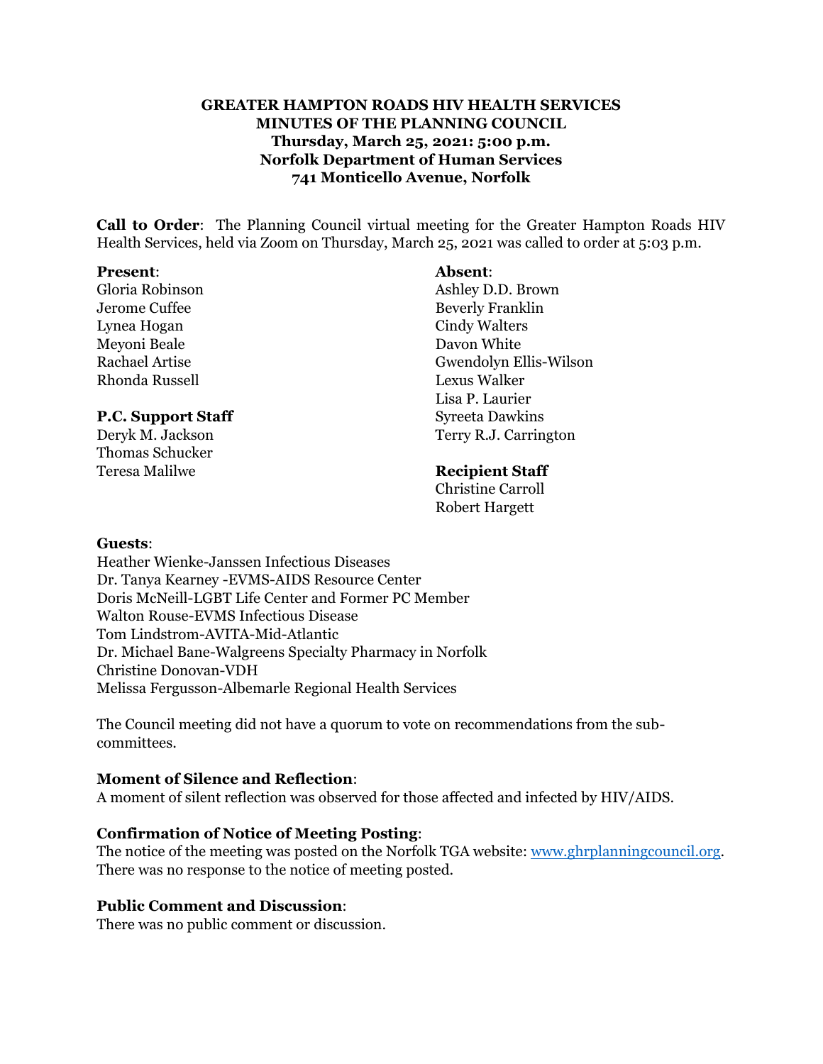**GREATER HAMPTON ROADS HIV HEALTH SERVICES**
**MINUTES OF THE PLANNING COUNCIL**
**Thursday, March 25, 2021: 5:00 p.m.**
**Norfolk Department of Human Services**
**741 Monticello Avenue, Norfolk**

**Call to Order**: The Planning Council virtual meeting for the Greater Hampton Roads HIV Health Services, held via Zoom on Thursday, March 25, 2021 was called to order at 5:03 p.m.

**Present**:
Gloria Robinson
Jerome Cuffee
Lynea Hogan
Meyoni Beale
Rachael Artise
Rhonda Russell

**P.C. Support Staff**
Deryk M. Jackson
Thomas Schucker
Teresa Malilwe

**Absent**:
Ashley D.D. Brown
Beverly Franklin
Cindy Walters
Davon White
Gwendolyn Ellis-Wilson
Lexus Walker
Lisa P. Laurier
Syreeta Dawkins
Terry R.J. Carrington

**Recipient Staff**
Christine Carroll
Robert Hargett

**Guests**:
Heather Wienke-Janssen Infectious Diseases
Dr. Tanya Kearney -EVMS-AIDS Resource Center
Doris McNeill-LGBT Life Center and Former PC Member
Walton Rouse-EVMS Infectious Disease
Tom Lindstrom-AVITA-Mid-Atlantic
Dr. Michael Bane-Walgreens Specialty Pharmacy in Norfolk
Christine Donovan-VDH
Melissa Fergusson-Albemarle Regional Health Services

The Council meeting did not have a quorum to vote on recommendations from the sub-committees.

**Moment of Silence and Reflection**:
A moment of silent reflection was observed for those affected and infected by HIV/AIDS.

**Confirmation of Notice of Meeting Posting**:
The notice of the meeting was posted on the Norfolk TGA website: www.ghrplanningcouncil.org. There was no response to the notice of meeting posted.

**Public Comment and Discussion**:
There was no public comment or discussion.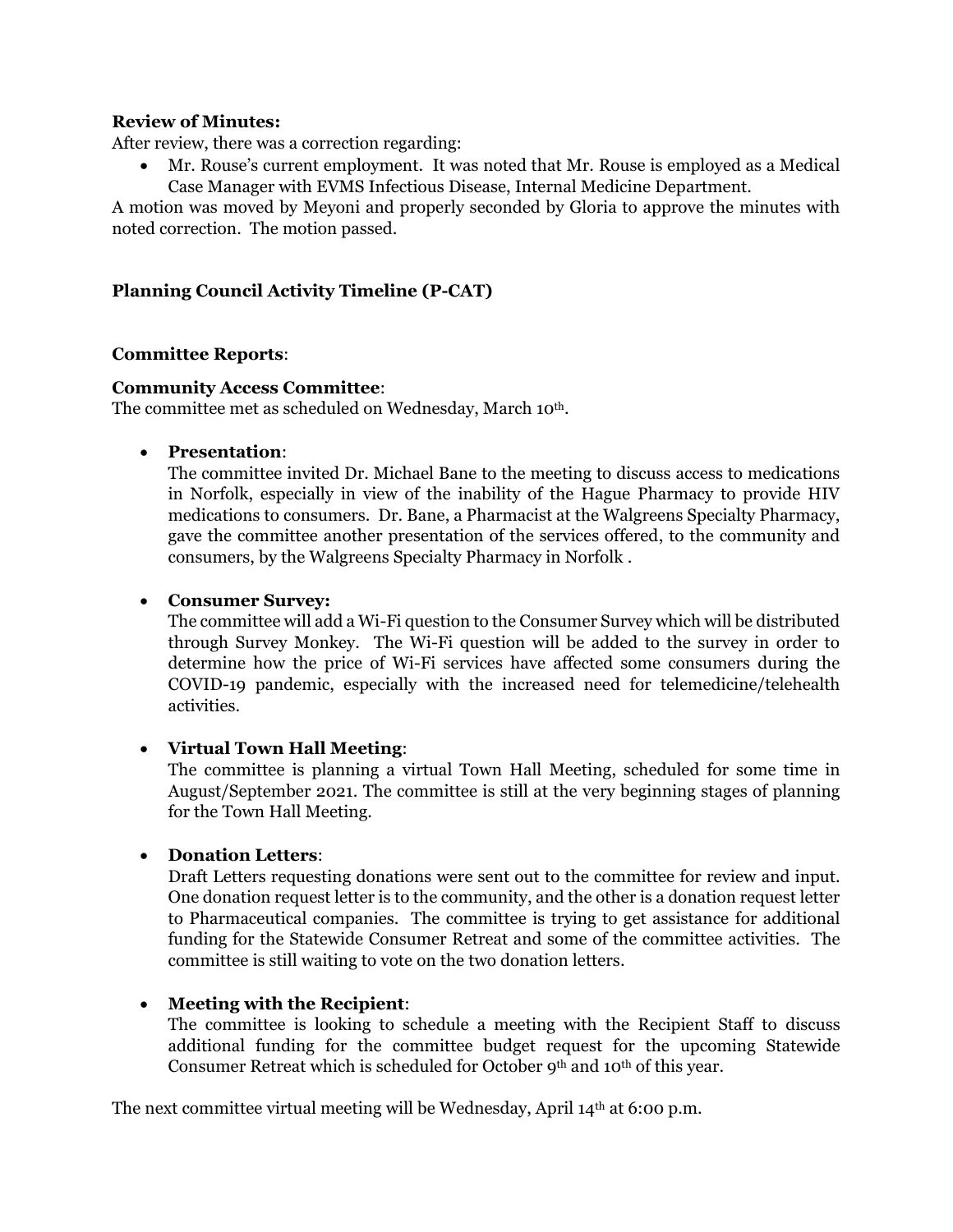**Review of Minutes:**

After review, there was a correction regarding:

- Mr. Rouse's current employment. It was noted that Mr. Rouse is employed as a Medical Case Manager with EVMS Infectious Disease, Internal Medicine Department.

A motion was moved by Meyoni and properly seconded by Gloria to approve the minutes with noted correction. The motion passed.

**Planning Council Activity Timeline (P-CAT)**

**Committee Reports**:

**Community Access Committee**:

The committee met as scheduled on Wednesday, March 10th.

- **Presentation**:
  The committee invited Dr. Michael Bane to the meeting to discuss access to medications in Norfolk, especially in view of the inability of the Hague Pharmacy to provide HIV medications to consumers. Dr. Bane, a Pharmacist at the Walgreens Specialty Pharmacy, gave the committee another presentation of the services offered, to the community and consumers, by the Walgreens Specialty Pharmacy in Norfolk .

- **Consumer Survey:**
  The committee will add a Wi-Fi question to the Consumer Survey which will be distributed through Survey Monkey. The Wi-Fi question will be added to the survey in order to determine how the price of Wi-Fi services have affected some consumers during the COVID-19 pandemic, especially with the increased need for telemedicine/telehealth activities.

- **Virtual Town Hall Meeting**:
  The committee is planning a virtual Town Hall Meeting, scheduled for some time in August/September 2021. The committee is still at the very beginning stages of planning for the Town Hall Meeting.

- **Donation Letters**:
  Draft Letters requesting donations were sent out to the committee for review and input. One donation request letter is to the community, and the other is a donation request letter to Pharmaceutical companies. The committee is trying to get assistance for additional funding for the Statewide Consumer Retreat and some of the committee activities. The committee is still waiting to vote on the two donation letters.

- **Meeting with the Recipient**:
  The committee is looking to schedule a meeting with the Recipient Staff to discuss additional funding for the committee budget request for the upcoming Statewide Consumer Retreat which is scheduled for October 9th and 10th of this year.

The next committee virtual meeting will be Wednesday, April 14th at 6:00 p.m.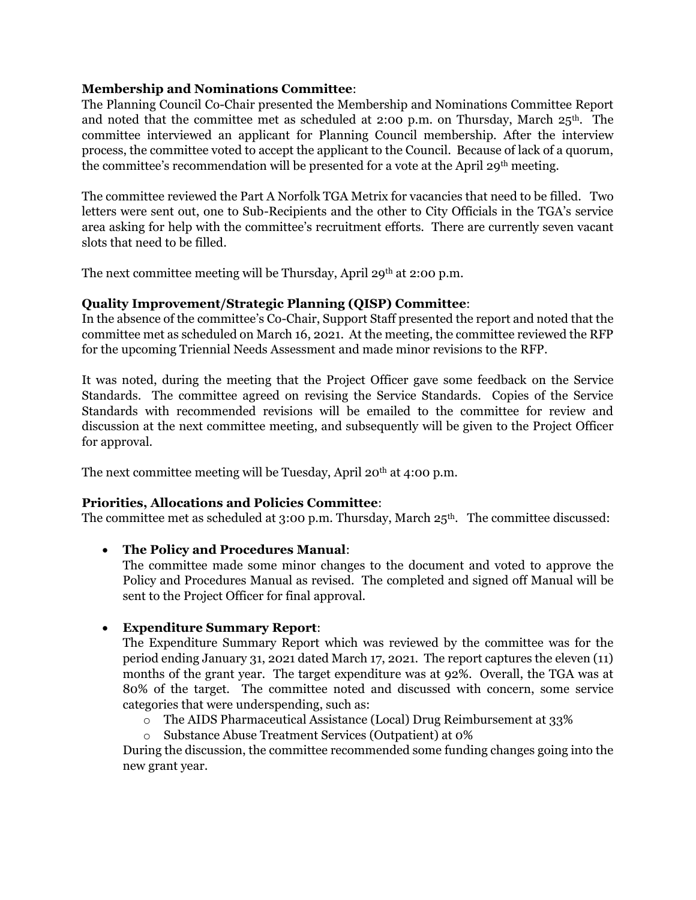**Membership and Nominations Committee**:
The Planning Council Co-Chair presented the Membership and Nominations Committee Report and noted that the committee met as scheduled at 2:00 p.m. on Thursday, March 25th. The committee interviewed an applicant for Planning Council membership. After the interview process, the committee voted to accept the applicant to the Council. Because of lack of a quorum, the committee's recommendation will be presented for a vote at the April 29th meeting.

The committee reviewed the Part A Norfolk TGA Metrix for vacancies that need to be filled. Two letters were sent out, one to Sub-Recipients and the other to City Officials in the TGA's service area asking for help with the committee's recruitment efforts. There are currently seven vacant slots that need to be filled.

The next committee meeting will be Thursday, April 29th at 2:00 p.m.

**Quality Improvement/Strategic Planning (QISP) Committee**:
In the absence of the committee's Co-Chair, Support Staff presented the report and noted that the committee met as scheduled on March 16, 2021. At the meeting, the committee reviewed the RFP for the upcoming Triennial Needs Assessment and made minor revisions to the RFP.

It was noted, during the meeting that the Project Officer gave some feedback on the Service Standards. The committee agreed on revising the Service Standards. Copies of the Service Standards with recommended revisions will be emailed to the committee for review and discussion at the next committee meeting, and subsequently will be given to the Project Officer for approval.

The next committee meeting will be Tuesday, April 20th at 4:00 p.m.

**Priorities, Allocations and Policies Committee**:
The committee met as scheduled at 3:00 p.m. Thursday, March 25th. The committee discussed:

- **The Policy and Procedures Manual**:
  The committee made some minor changes to the document and voted to approve the Policy and Procedures Manual as revised. The completed and signed off Manual will be sent to the Project Officer for final approval.

- **Expenditure Summary Report**:
  The Expenditure Summary Report which was reviewed by the committee was for the period ending January 31, 2021 dated March 17, 2021. The report captures the eleven (11) months of the grant year. The target expenditure was at 92%. Overall, the TGA was at 80% of the target. The committee noted and discussed with concern, some service categories that were underspending, such as:
  - The AIDS Pharmaceutical Assistance (Local) Drug Reimbursement at 33%
  - Substance Abuse Treatment Services (Outpatient) at 0%

  During the discussion, the committee recommended some funding changes going into the new grant year.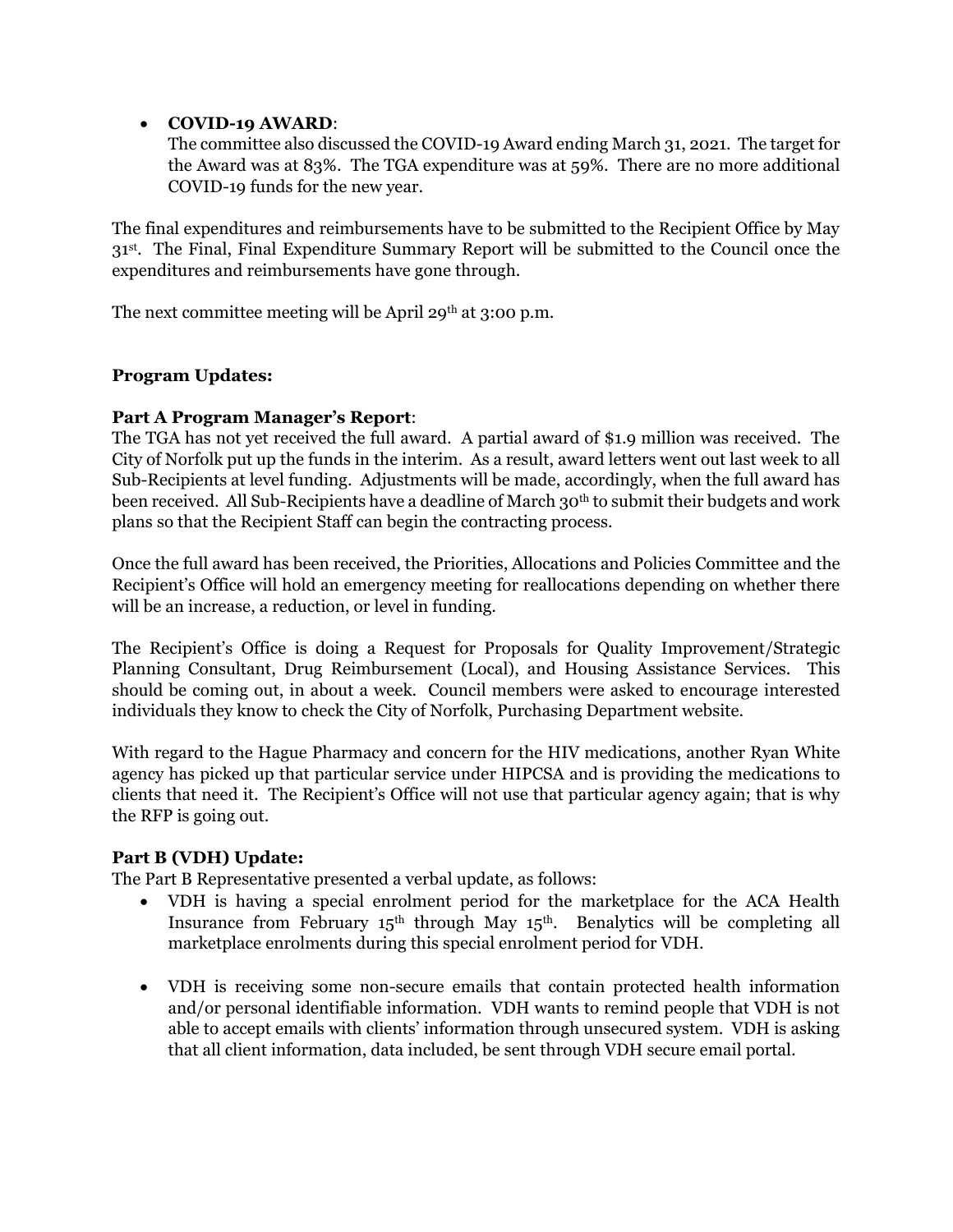- **COVID-19 AWARD**:
  The committee also discussed the COVID-19 Award ending March 31, 2021. The target for the Award was at 83%. The TGA expenditure was at 59%. There are no more additional COVID-19 funds for the new year.

The final expenditures and reimbursements have to be submitted to the Recipient Office by May 31st. The Final, Final Expenditure Summary Report will be submitted to the Council once the expenditures and reimbursements have gone through.

The next committee meeting will be April 29th at 3:00 p.m.

**Program Updates:**

**Part A Program Manager's Report**:
The TGA has not yet received the full award. A partial award of $1.9 million was received. The City of Norfolk put up the funds in the interim. As a result, award letters went out last week to all Sub-Recipients at level funding. Adjustments will be made, accordingly, when the full award has been received. All Sub-Recipients have a deadline of March 30th to submit their budgets and work plans so that the Recipient Staff can begin the contracting process.

Once the full award has been received, the Priorities, Allocations and Policies Committee and the Recipient's Office will hold an emergency meeting for reallocations depending on whether there will be an increase, a reduction, or level in funding.

The Recipient's Office is doing a Request for Proposals for Quality Improvement/Strategic Planning Consultant, Drug Reimbursement (Local), and Housing Assistance Services. This should be coming out, in about a week. Council members were asked to encourage interested individuals they know to check the City of Norfolk, Purchasing Department website.

With regard to the Hague Pharmacy and concern for the HIV medications, another Ryan White agency has picked up that particular service under HIPCSA and is providing the medications to clients that need it. The Recipient's Office will not use that particular agency again; that is why the RFP is going out.

**Part B (VDH) Update:**
The Part B Representative presented a verbal update, as follows:

- VDH is having a special enrolment period for the marketplace for the ACA Health Insurance from February 15th through May 15th. Benalytics will be completing all marketplace enrolments during this special enrolment period for VDH.

- VDH is receiving some non-secure emails that contain protected health information and/or personal identifiable information. VDH wants to remind people that VDH is not able to accept emails with clients' information through unsecured system. VDH is asking that all client information, data included, be sent through VDH secure email portal.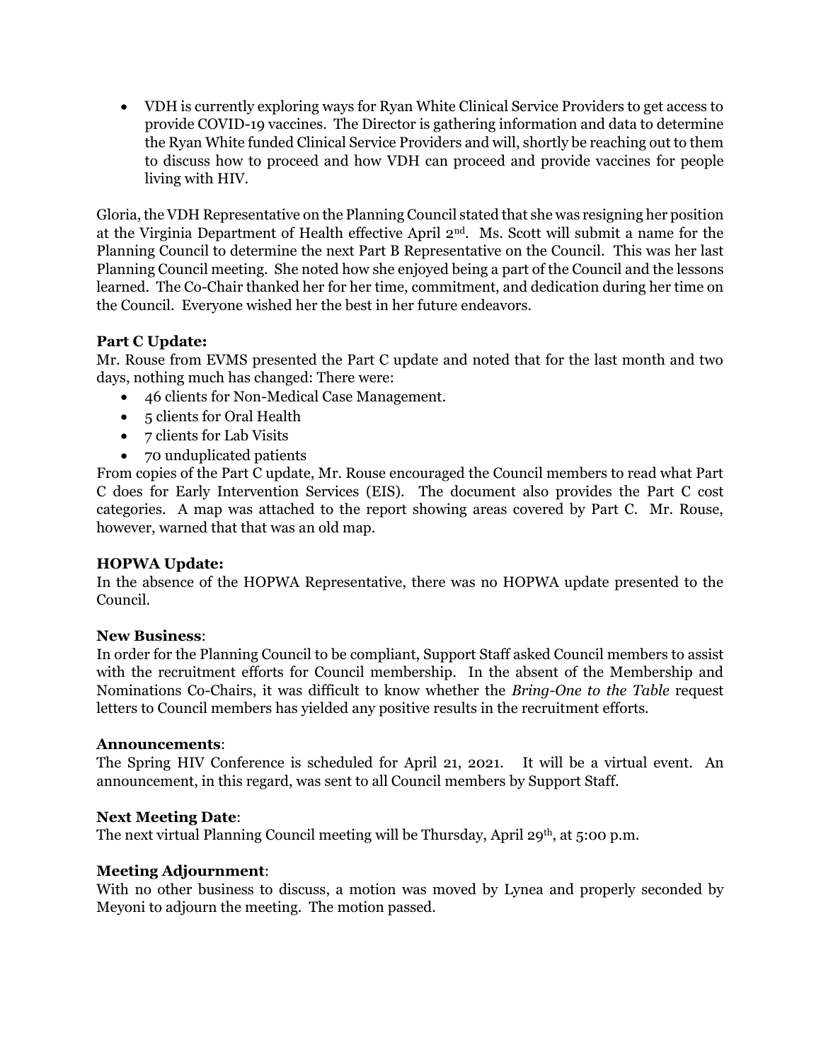- VDH is currently exploring ways for Ryan White Clinical Service Providers to get access to provide COVID-19 vaccines. The Director is gathering information and data to determine the Ryan White funded Clinical Service Providers and will, shortly be reaching out to them to discuss how to proceed and how VDH can proceed and provide vaccines for people living with HIV.

Gloria, the VDH Representative on the Planning Council stated that she was resigning her position at the Virginia Department of Health effective April 2nd. Ms. Scott will submit a name for the Planning Council to determine the next Part B Representative on the Council. This was her last Planning Council meeting. She noted how she enjoyed being a part of the Council and the lessons learned. The Co-Chair thanked her for her time, commitment, and dedication during her time on the Council. Everyone wished her the best in her future endeavors.

**Part C Update:**
Mr. Rouse from EVMS presented the Part C update and noted that for the last month and two days, nothing much has changed: There were:

- 46 clients for Non-Medical Case Management.
- 5 clients for Oral Health
- 7 clients for Lab Visits
- 70 unduplicated patients

From copies of the Part C update, Mr. Rouse encouraged the Council members to read what Part C does for Early Intervention Services (EIS). The document also provides the Part C cost categories. A map was attached to the report showing areas covered by Part C. Mr. Rouse, however, warned that that was an old map.

**HOPWA Update:**
In the absence of the HOPWA Representative, there was no HOPWA update presented to the Council.

**New Business**:
In order for the Planning Council to be compliant, Support Staff asked Council members to assist with the recruitment efforts for Council membership. In the absent of the Membership and Nominations Co-Chairs, it was difficult to know whether the *Bring-One to the Table* request letters to Council members has yielded any positive results in the recruitment efforts.

**Announcements**:
The Spring HIV Conference is scheduled for April 21, 2021. It will be a virtual event. An announcement, in this regard, was sent to all Council members by Support Staff.

**Next Meeting Date**:
The next virtual Planning Council meeting will be Thursday, April 29th, at 5:00 p.m.

**Meeting Adjournment**:
With no other business to discuss, a motion was moved by Lynea and properly seconded by Meyoni to adjourn the meeting. The motion passed.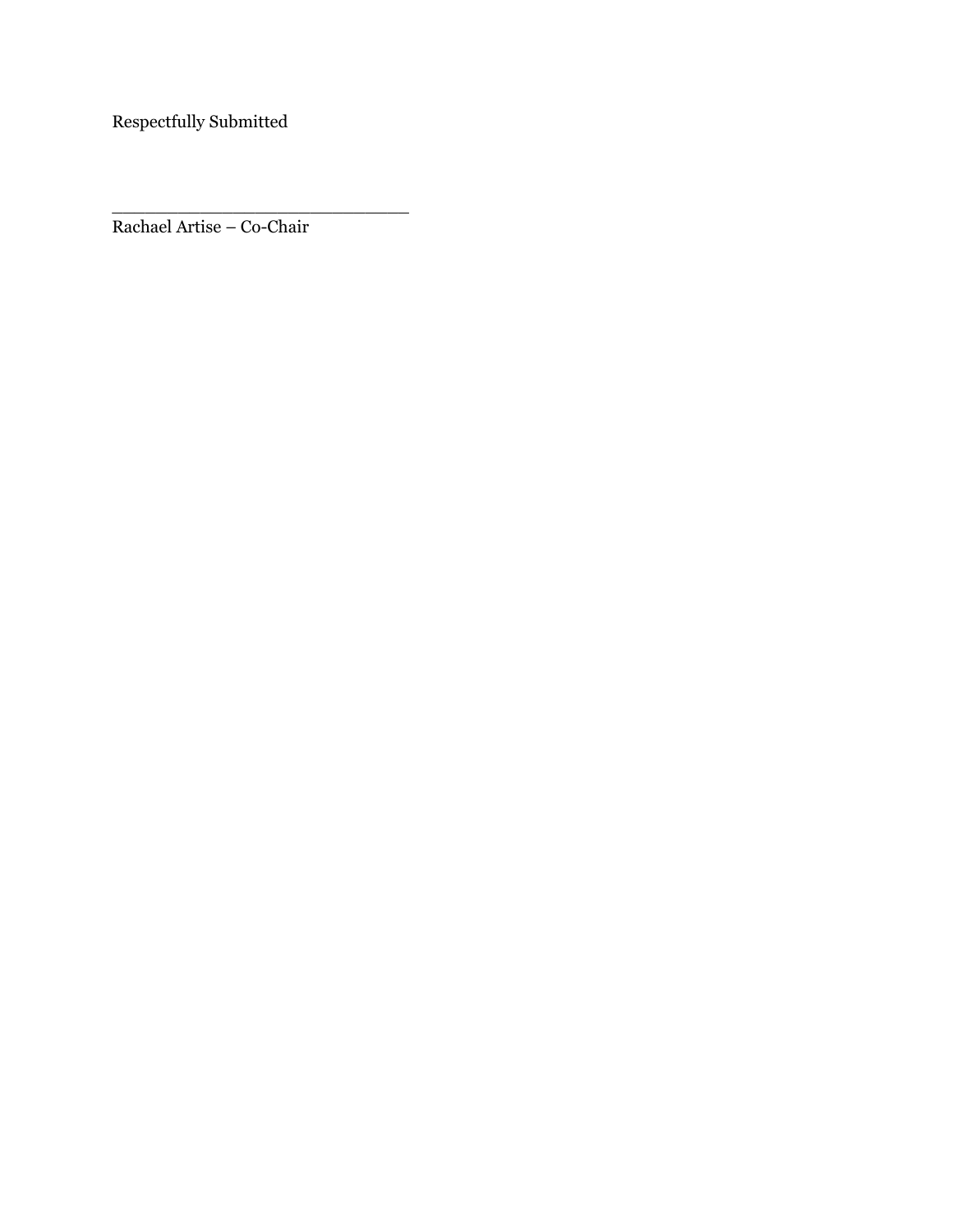Respectfully Submitted

\_\_\_\_\_\_\_\_\_\_\_\_\_\_\_\_\_\_\_\_\_\_\_\_\_\_\_\_\_\_

Rachael Artise – Co-Chair